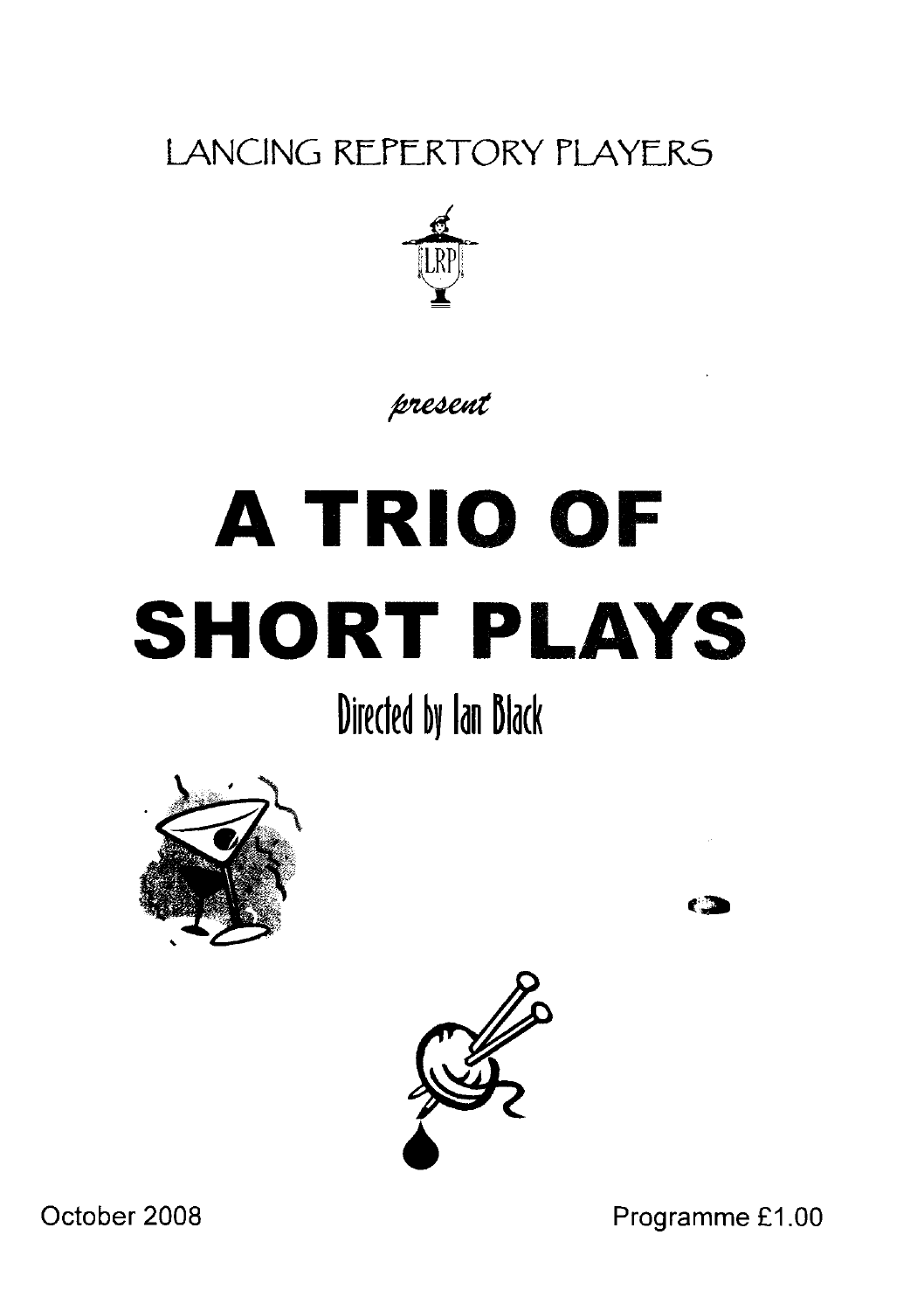LANCING REPERTORY PLAYERS

*present*

# A TRIO OF SHORT PLAYS

## Directed by Ian Black

October 2008

Programme £1.00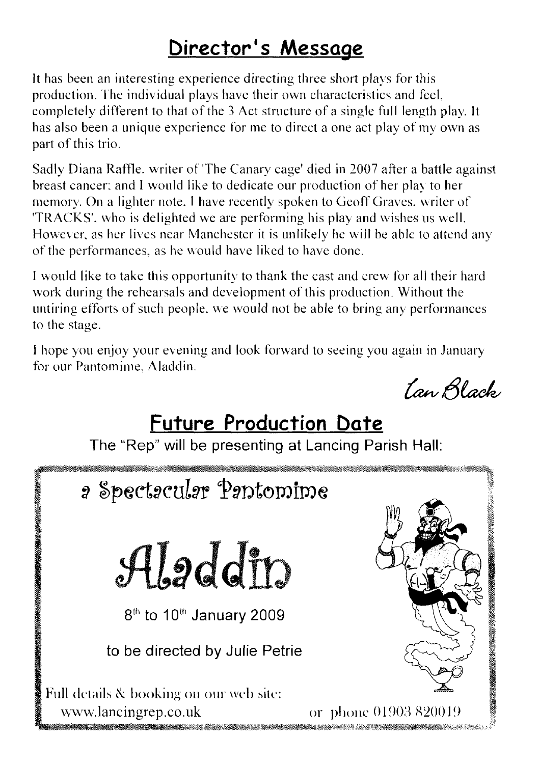## Director's Message

It has been an interesting experience directing three short plays for this production. The individual plays have their own characteristics and feel, completely different to that of the 3 Act structure of a single full length play. It has also been a unique experience for me to direct a one act play of my own as part of this trio.

Sadly Diana Raffle, writer of 'The Canary cage' died in 2007 after a battle against breast cancer; and I would like to dedicate our production of her play to her memory. On a lighter note, I have recently spoken to Geoff Graves, writer of 'TRACKS', who is delighted we are performing his play and wishes us well. However, as her lives near Manchester it is unlikely he will be able to attend any of the performances, as he would have liked to have done.

I would like to take this opportunity to thank the cast and crew for all their hard work during the rehearsals and development of this production. Without the untiring efforts of such people, we would not be able to bring any performances to the stage.

I hope you enjoy your evening and look forward to seeing you again in January for our Pantomime, Aladdin.

*Ian Black*

## Future Production Date

The "Rep" will be presenting at Lancing Parish Hall:

a Spectacular Pantomime

**Aladdin**

8th to 10th January 2009

to be directed by Julie Petrie

Full details & booking on our web site:
www.lancingrep.co.uk or phone 01903 820019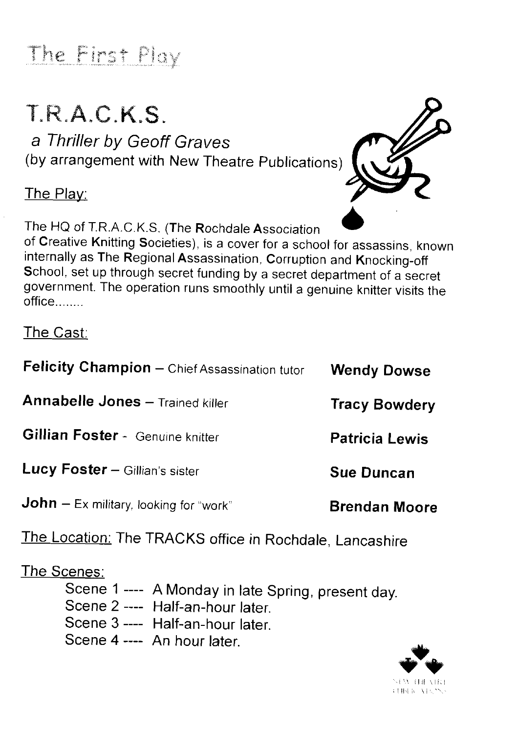# The First Play

## T.R.A.C.K.S.

*a Thriller by Geoff Graves*
(by arrangement with New Theatre Publications)

### The Play:

The HQ of T.R.A.C.K.S. (**T**he **R**ochdale **A**ssociation of **C**reative **K**nitting **S**ocieties), is a cover for a school for assassins, known internally as **T**he **R**egional **A**ssassination, **C**orruption and **K**nocking-off **S**chool, set up through secret funding by a secret department of a secret government. The operation runs smoothly until a genuine knitter visits the office........

### The Cast:

| | |
|---|---|
| **Felicity Champion** – Chief Assassination tutor | **Wendy Dowse** |
| **Annabelle Jones** – Trained killer | **Tracy Bowdery** |
| **Gillian Foster** - Genuine knitter | **Patricia Lewis** |
| **Lucy Foster** – Gillian's sister | **Sue Duncan** |
| **John** – Ex military, looking for "work" | **Brendan Moore** |

The Location: The TRACKS office in Rochdale, Lancashire

### The Scenes:

Scene 1 ---- A Monday in late Spring, present day.
Scene 2 ---- Half-an-hour later.
Scene 3 ---- Half-an-hour later.
Scene 4 ---- An hour later.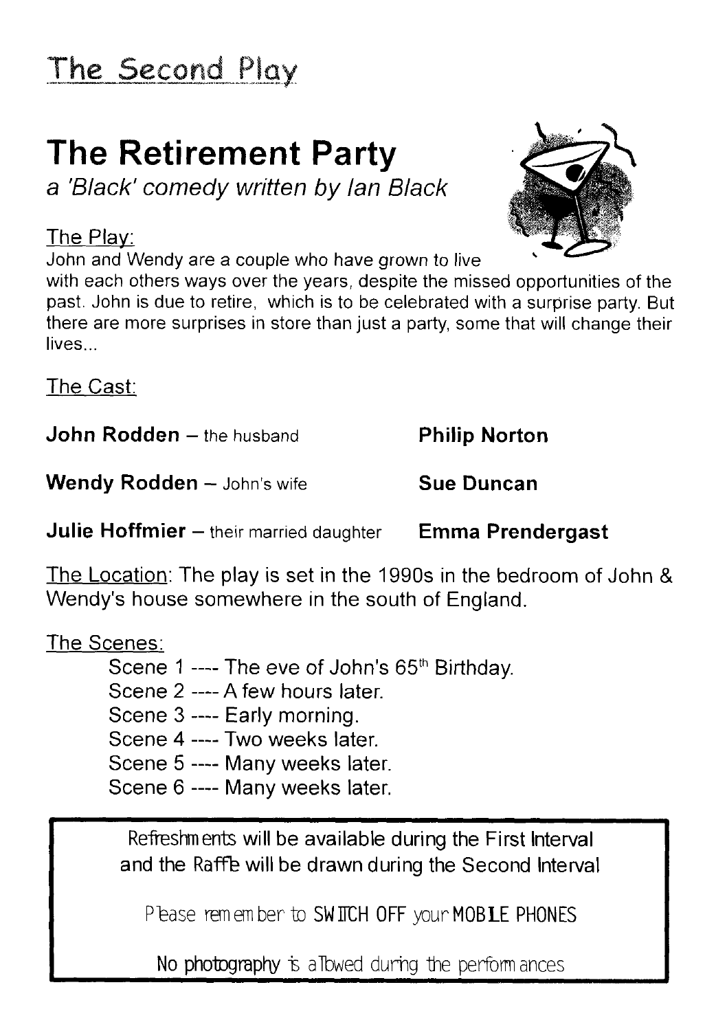## The Second Play

# The Retirement Party

*a 'Black' comedy written by Ian Black*

The Play:

John and Wendy are a couple who have grown to live with each others ways over the years, despite the missed opportunities of the past. John is due to retire, which is to be celebrated with a surprise party. But there are more surprises in store than just a party, some that will change their lives...

The Cast:

| | |
|---|---|
| **John Rodden** – the husband | **Philip Norton** |
| **Wendy Rodden** – John's wife | **Sue Duncan** |
| **Julie Hoffmier** – their married daughter | **Emma Prendergast** |

The Location: The play is set in the 1990s in the bedroom of John & Wendy's house somewhere in the south of England.

The Scenes:

Scene 1 ---- The eve of John's 65th Birthday.
Scene 2 ---- A few hours later.
Scene 3 ---- Early morning.
Scene 4 ---- Two weeks later.
Scene 5 ---- Many weeks later.
Scene 6 ---- Many weeks later.

Refreshments will be available during the First Interval and the Raffle will be drawn during the Second Interval

Please remember to SWITCH OFF your MOBILE PHONES

No photography is allowed during the performances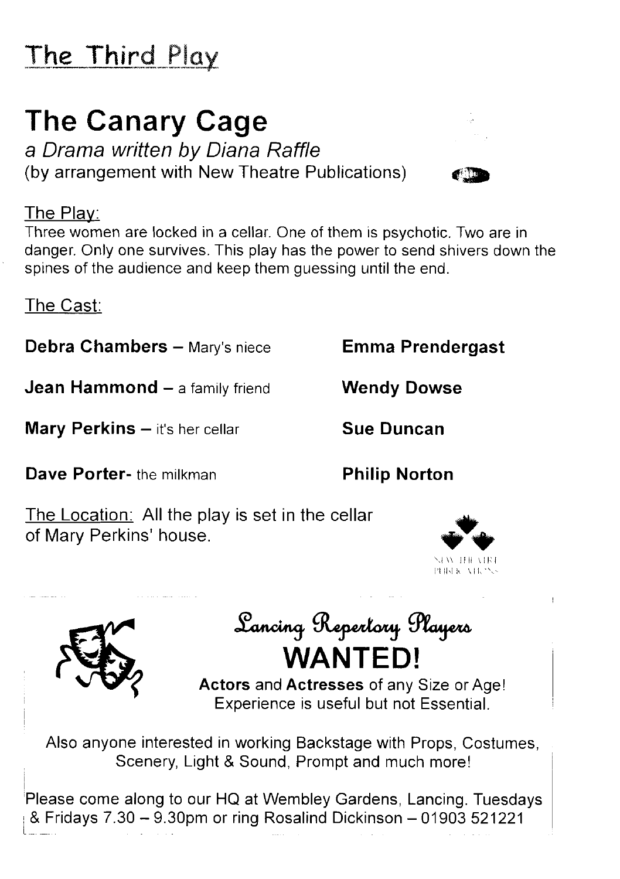# The Third Play

## The Canary Cage

*a Drama written by Diana Raffle*
(by arrangement with New Theatre Publications)

The Play:
Three women are locked in a cellar. One of them is psychotic. Two are in danger. Only one survives. This play has the power to send shivers down the spines of the audience and keep them guessing until the end.

The Cast:

| | |
|---|---|
| **Debra Chambers** – Mary's niece | **Emma Prendergast** |
| **Jean Hammond** – a family friend | **Wendy Dowse** |
| **Mary Perkins** – it's her cellar | **Sue Duncan** |
| **Dave Porter**- the milkman | **Philip Norton** |

The Location: All the play is set in the cellar of Mary Perkins' house.

NEW THEATRE PUBLICATIONS

---

## Lancing Repertory Players

## WANTED!

**Actors** and **Actresses** of any Size or Age!
Experience is useful but not Essential.

Also anyone interested in working Backstage with Props, Costumes, Scenery, Light & Sound, Prompt and much more!

Please come along to our HQ at Wembley Gardens, Lancing. Tuesdays & Fridays 7.30 – 9.30pm or ring Rosalind Dickinson – 01903 521221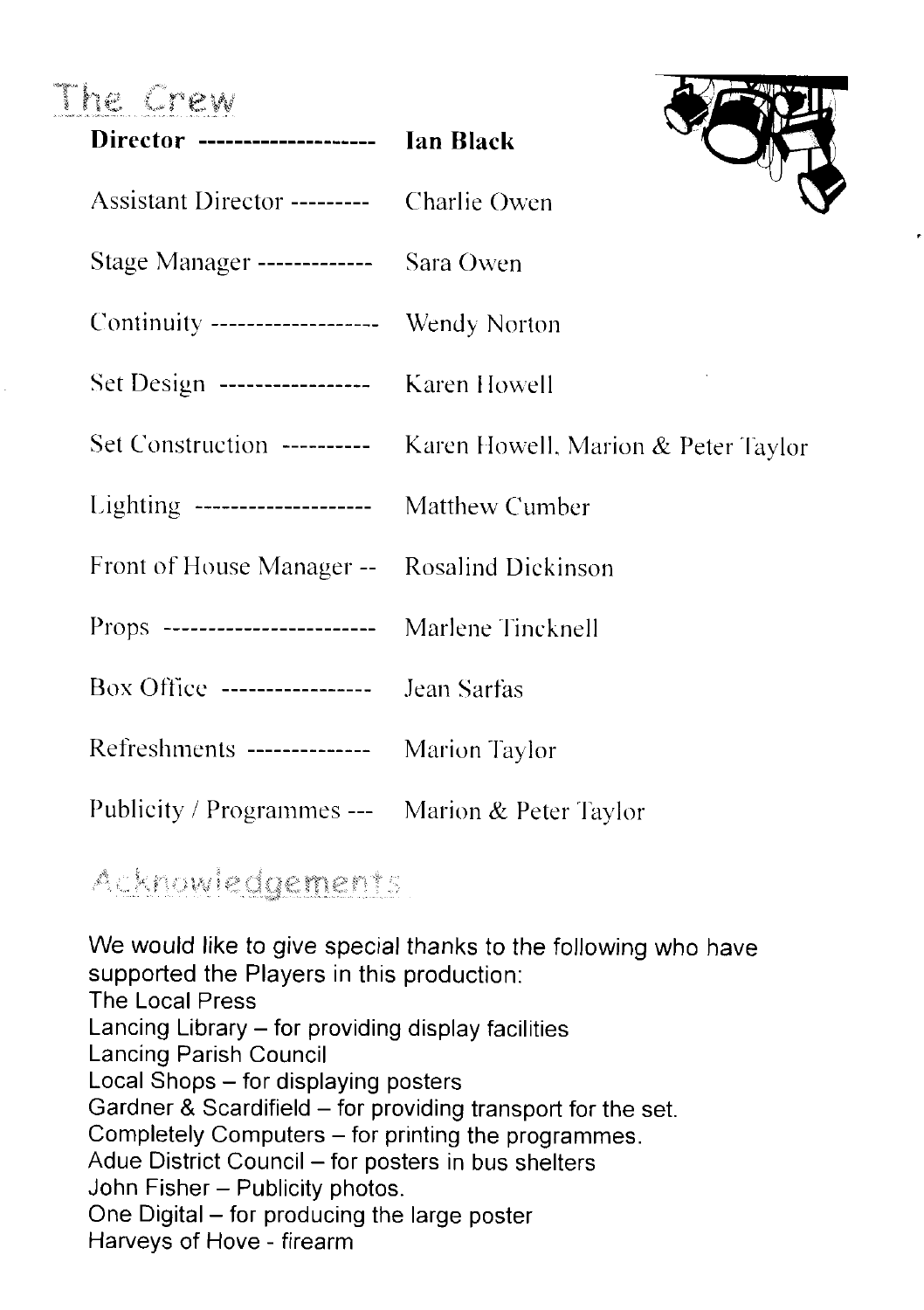## The Crew

| | |
|---|---|
| **Director --------------------** | **Ian Black** |
| Assistant Director --------- | Charlie Owen |
| Stage Manager ------------- | Sara Owen |
| Continuity ------------------- | Wendy Norton |
| Set Design ----------------- | Karen Howell |
| Set Construction ---------- | Karen Howell, Marion & Peter Taylor |
| Lighting -------------------- | Matthew Cumber |
| Front of House Manager -- | Rosalind Dickinson |
| Props ------------------------ | Marlene Tincknell |
| Box Office ----------------- | Jean Sarfas |
| Refreshments -------------- | Marion Taylor |
| Publicity / Programmes --- | Marion & Peter Taylor |

## Acknowledgements

We would like to give special thanks to the following who have supported the Players in this production:
The Local Press
Lancing Library – for providing display facilities
Lancing Parish Council
Local Shops – for displaying posters
Gardner & Scardifield – for providing transport for the set.
Completely Computers – for printing the programmes.
Adue District Council – for posters in bus shelters
John Fisher – Publicity photos.
One Digital – for producing the large poster
Harveys of Hove - firearm